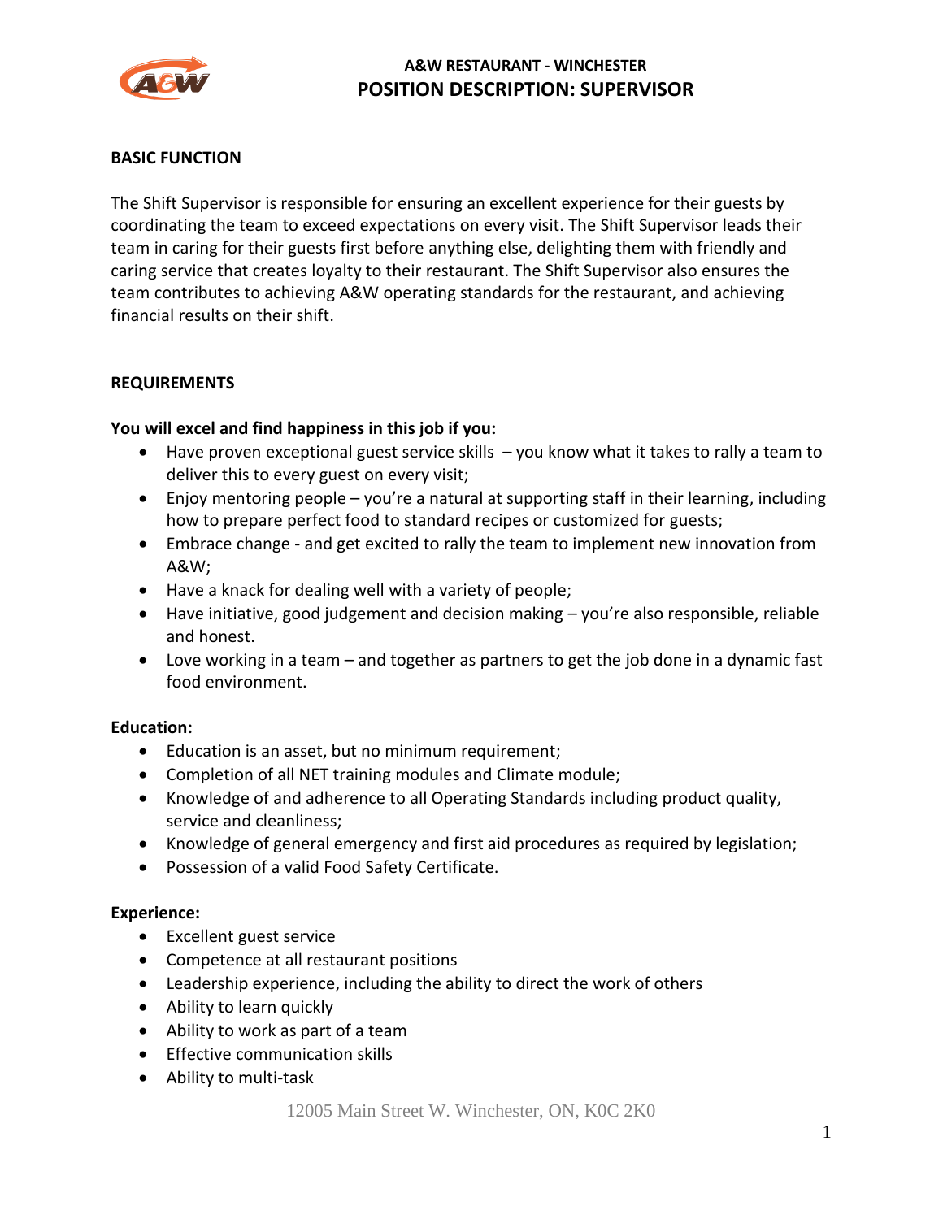# A&W RESTAURANT - WINCHESTER
## POSITION DESCRIPTION: SUPERVISOR

**BASIC FUNCTION**

The Shift Supervisor is responsible for ensuring an excellent experience for their guests by coordinating the team to exceed expectations on every visit. The Shift Supervisor leads their team in caring for their guests first before anything else, delighting them with friendly and caring service that creates loyalty to their restaurant. The Shift Supervisor also ensures the team contributes to achieving A&W operating standards for the restaurant, and achieving financial results on their shift.

**REQUIREMENTS**

**You will excel and find happiness in this job if you:**

- Have proven exceptional guest service skills – you know what it takes to rally a team to deliver this to every guest on every visit;
- Enjoy mentoring people – you're a natural at supporting staff in their learning, including how to prepare perfect food to standard recipes or customized for guests;
- Embrace change - and get excited to rally the team to implement new innovation from A&W;
- Have a knack for dealing well with a variety of people;
- Have initiative, good judgement and decision making – you're also responsible, reliable and honest.
- Love working in a team – and together as partners to get the job done in a dynamic fast food environment.

**Education:**

- Education is an asset, but no minimum requirement;
- Completion of all NET training modules and Climate module;
- Knowledge of and adherence to all Operating Standards including product quality, service and cleanliness;
- Knowledge of general emergency and first aid procedures as required by legislation;
- Possession of a valid Food Safety Certificate.

**Experience:**

- Excellent guest service
- Competence at all restaurant positions
- Leadership experience, including the ability to direct the work of others
- Ability to learn quickly
- Ability to work as part of a team
- Effective communication skills
- Ability to multi-task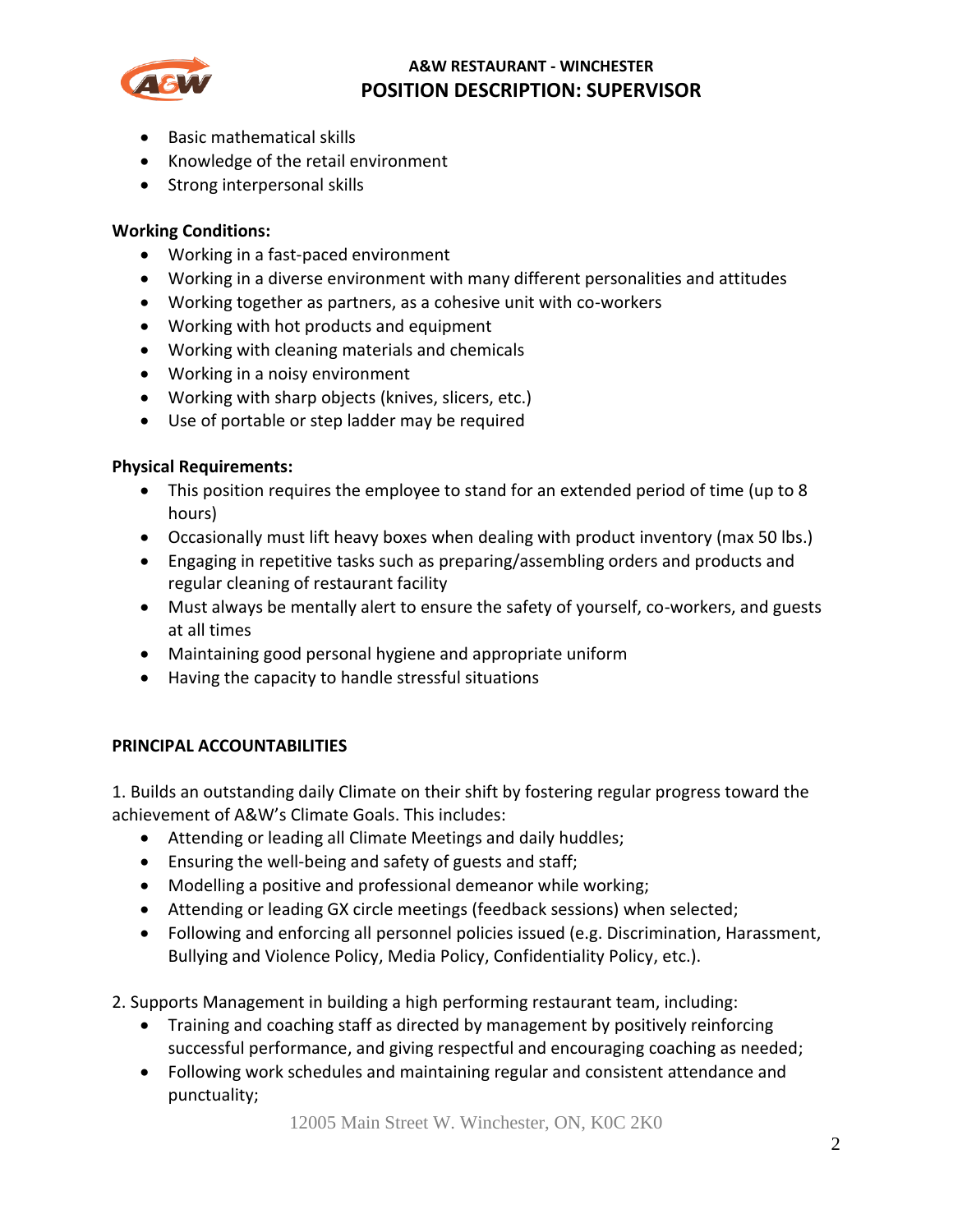- Basic mathematical skills
- Knowledge of the retail environment
- Strong interpersonal skills

**Working Conditions:**

- Working in a fast-paced environment
- Working in a diverse environment with many different personalities and attitudes
- Working together as partners, as a cohesive unit with co-workers
- Working with hot products and equipment
- Working with cleaning materials and chemicals
- Working in a noisy environment
- Working with sharp objects (knives, slicers, etc.)
- Use of portable or step ladder may be required

**Physical Requirements:**

- This position requires the employee to stand for an extended period of time (up to 8 hours)
- Occasionally must lift heavy boxes when dealing with product inventory (max 50 lbs.)
- Engaging in repetitive tasks such as preparing/assembling orders and products and regular cleaning of restaurant facility
- Must always be mentally alert to ensure the safety of yourself, co-workers, and guests at all times
- Maintaining good personal hygiene and appropriate uniform
- Having the capacity to handle stressful situations

**PRINCIPAL ACCOUNTABILITIES**

1. Builds an outstanding daily Climate on their shift by fostering regular progress toward the achievement of A&W's Climate Goals. This includes:
    - Attending or leading all Climate Meetings and daily huddles;
    - Ensuring the well-being and safety of guests and staff;
    - Modelling a positive and professional demeanor while working;
    - Attending or leading GX circle meetings (feedback sessions) when selected;
    - Following and enforcing all personnel policies issued (e.g. Discrimination, Harassment, Bullying and Violence Policy, Media Policy, Confidentiality Policy, etc.).

2. Supports Management in building a high performing restaurant team, including:
    - Training and coaching staff as directed by management by positively reinforcing successful performance, and giving respectful and encouraging coaching as needed;
    - Following work schedules and maintaining regular and consistent attendance and punctuality;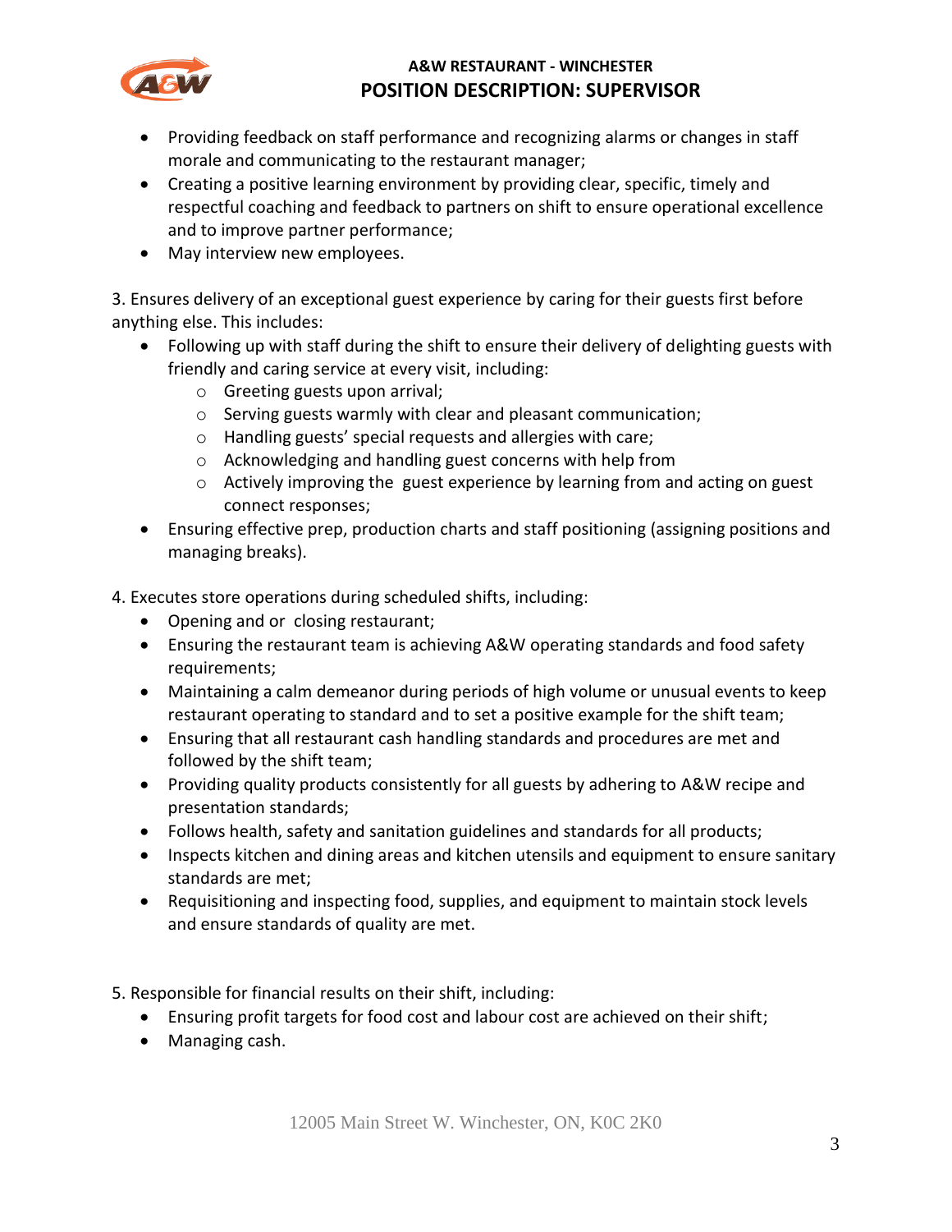- Providing feedback on staff performance and recognizing alarms or changes in staff morale and communicating to the restaurant manager;
- Creating a positive learning environment by providing clear, specific, timely and respectful coaching and feedback to partners on shift to ensure operational excellence and to improve partner performance;
- May interview new employees.

3. Ensures delivery of an exceptional guest experience by caring for their guests first before anything else. This includes:
   - Following up with staff during the shift to ensure their delivery of delighting guests with friendly and caring service at every visit, including:
     - Greeting guests upon arrival;
     - Serving guests warmly with clear and pleasant communication;
     - Handling guests' special requests and allergies with care;
     - Acknowledging and handling guest concerns with help from
     - Actively improving the guest experience by learning from and acting on guest connect responses;
   - Ensuring effective prep, production charts and staff positioning (assigning positions and managing breaks).

4. Executes store operations during scheduled shifts, including:
   - Opening and or closing restaurant;
   - Ensuring the restaurant team is achieving A&W operating standards and food safety requirements;
   - Maintaining a calm demeanor during periods of high volume or unusual events to keep restaurant operating to standard and to set a positive example for the shift team;
   - Ensuring that all restaurant cash handling standards and procedures are met and followed by the shift team;
   - Providing quality products consistently for all guests by adhering to A&W recipe and presentation standards;
   - Follows health, safety and sanitation guidelines and standards for all products;
   - Inspects kitchen and dining areas and kitchen utensils and equipment to ensure sanitary standards are met;
   - Requisitioning and inspecting food, supplies, and equipment to maintain stock levels and ensure standards of quality are met.

5. Responsible for financial results on their shift, including:
   - Ensuring profit targets for food cost and labour cost are achieved on their shift;
   - Managing cash.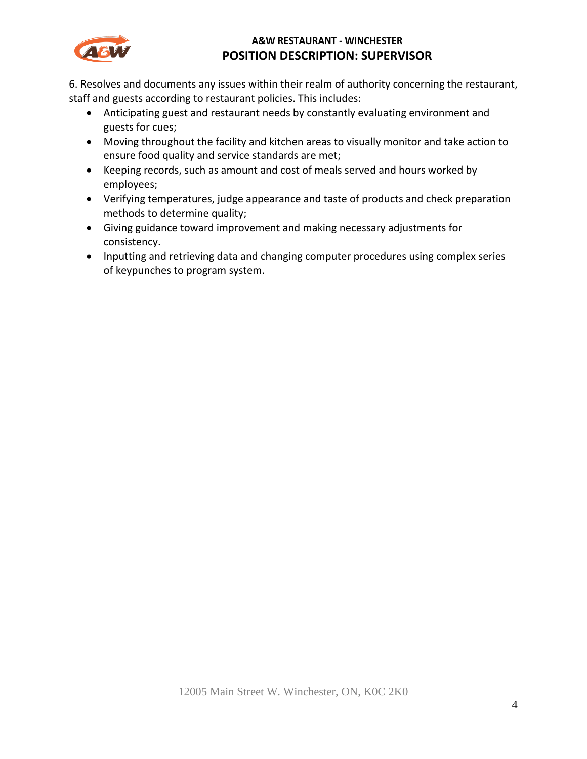6. Resolves and documents any issues within their realm of authority concerning the restaurant, staff and guests according to restaurant policies. This includes:

- Anticipating guest and restaurant needs by constantly evaluating environment and guests for cues;
- Moving throughout the facility and kitchen areas to visually monitor and take action to ensure food quality and service standards are met;
- Keeping records, such as amount and cost of meals served and hours worked by employees;
- Verifying temperatures, judge appearance and taste of products and check preparation methods to determine quality;
- Giving guidance toward improvement and making necessary adjustments for consistency.
- Inputting and retrieving data and changing computer procedures using complex series of keypunches to program system.